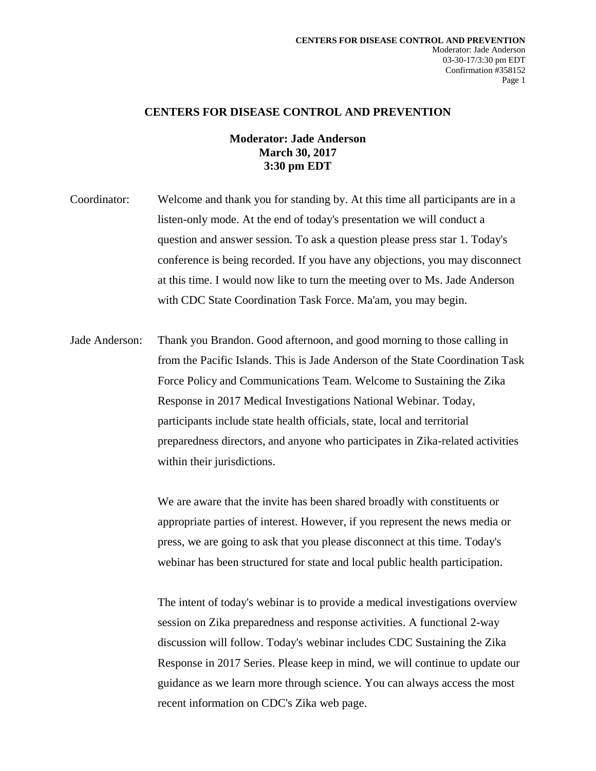# CENTERS FOR DISEASE CONTROL AND PREVENTION

**Moderator: Jade Anderson**
**March 30, 2017**
**3:30 pm EDT**

Coordinator: Welcome and thank you for standing by. At this time all participants are in a listen-only mode. At the end of today's presentation we will conduct a question and answer session. To ask a question please press star 1. Today's conference is being recorded. If you have any objections, you may disconnect at this time. I would now like to turn the meeting over to Ms. Jade Anderson with CDC State Coordination Task Force. Ma'am, you may begin.

Jade Anderson: Thank you Brandon. Good afternoon, and good morning to those calling in from the Pacific Islands. This is Jade Anderson of the State Coordination Task Force Policy and Communications Team. Welcome to Sustaining the Zika Response in 2017 Medical Investigations National Webinar. Today, participants include state health officials, state, local and territorial preparedness directors, and anyone who participates in Zika-related activities within their jurisdictions.

We are aware that the invite has been shared broadly with constituents or appropriate parties of interest. However, if you represent the news media or press, we are going to ask that you please disconnect at this time. Today's webinar has been structured for state and local public health participation.

The intent of today's webinar is to provide a medical investigations overview session on Zika preparedness and response activities. A functional 2-way discussion will follow. Today's webinar includes CDC Sustaining the Zika Response in 2017 Series. Please keep in mind, we will continue to update our guidance as we learn more through science. You can always access the most recent information on CDC's Zika web page.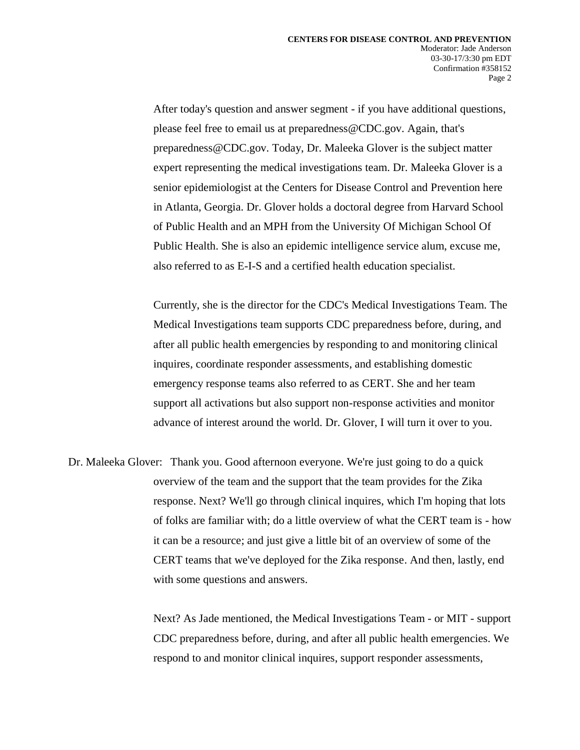After today's question and answer segment - if you have additional questions, please feel free to email us at preparedness@CDC.gov. Again, that's preparedness@CDC.gov. Today, Dr. Maleeka Glover is the subject matter expert representing the medical investigations team. Dr. Maleeka Glover is a senior epidemiologist at the Centers for Disease Control and Prevention here in Atlanta, Georgia. Dr. Glover holds a doctoral degree from Harvard School of Public Health and an MPH from the University Of Michigan School Of Public Health. She is also an epidemic intelligence service alum, excuse me, also referred to as E-I-S and a certified health education specialist.

Currently, she is the director for the CDC's Medical Investigations Team. The Medical Investigations team supports CDC preparedness before, during, and after all public health emergencies by responding to and monitoring clinical inquires, coordinate responder assessments, and establishing domestic emergency response teams also referred to as CERT. She and her team support all activations but also support non-response activities and monitor advance of interest around the world. Dr. Glover, I will turn it over to you.

Dr. Maleeka Glover: Thank you. Good afternoon everyone. We're just going to do a quick overview of the team and the support that the team provides for the Zika response. Next? We'll go through clinical inquires, which I'm hoping that lots of folks are familiar with; do a little overview of what the CERT team is - how it can be a resource; and just give a little bit of an overview of some of the CERT teams that we've deployed for the Zika response. And then, lastly, end with some questions and answers.

Next? As Jade mentioned, the Medical Investigations Team - or MIT - support CDC preparedness before, during, and after all public health emergencies. We respond to and monitor clinical inquires, support responder assessments,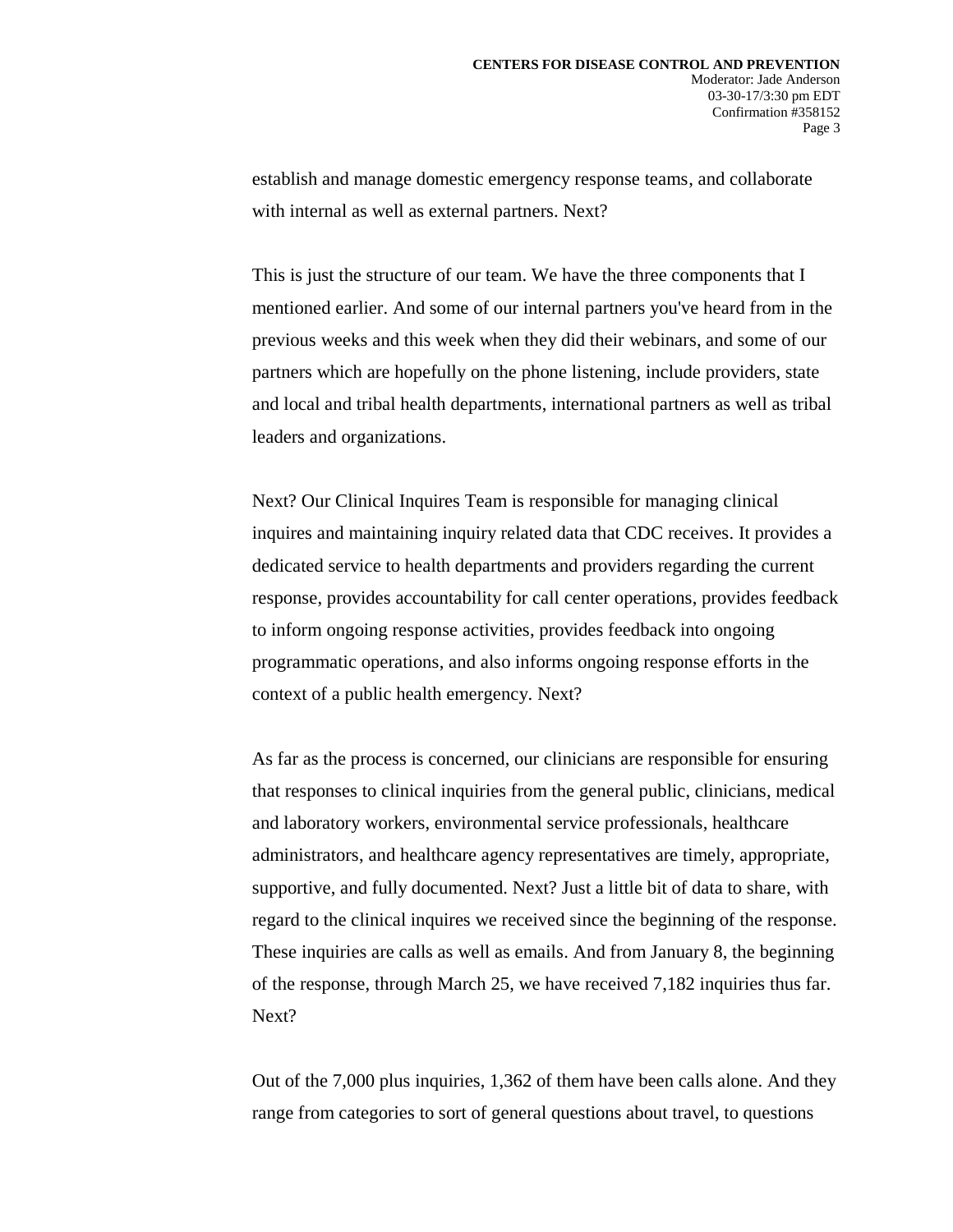establish and manage domestic emergency response teams, and collaborate with internal as well as external partners. Next?

This is just the structure of our team. We have the three components that I mentioned earlier. And some of our internal partners you've heard from in the previous weeks and this week when they did their webinars, and some of our partners which are hopefully on the phone listening, include providers, state and local and tribal health departments, international partners as well as tribal leaders and organizations.

Next? Our Clinical Inquires Team is responsible for managing clinical inquires and maintaining inquiry related data that CDC receives. It provides a dedicated service to health departments and providers regarding the current response, provides accountability for call center operations, provides feedback to inform ongoing response activities, provides feedback into ongoing programmatic operations, and also informs ongoing response efforts in the context of a public health emergency. Next?

As far as the process is concerned, our clinicians are responsible for ensuring that responses to clinical inquiries from the general public, clinicians, medical and laboratory workers, environmental service professionals, healthcare administrators, and healthcare agency representatives are timely, appropriate, supportive, and fully documented. Next? Just a little bit of data to share, with regard to the clinical inquires we received since the beginning of the response. These inquiries are calls as well as emails. And from January 8, the beginning of the response, through March 25, we have received 7,182 inquiries thus far. Next?

Out of the 7,000 plus inquiries, 1,362 of them have been calls alone. And they range from categories to sort of general questions about travel, to questions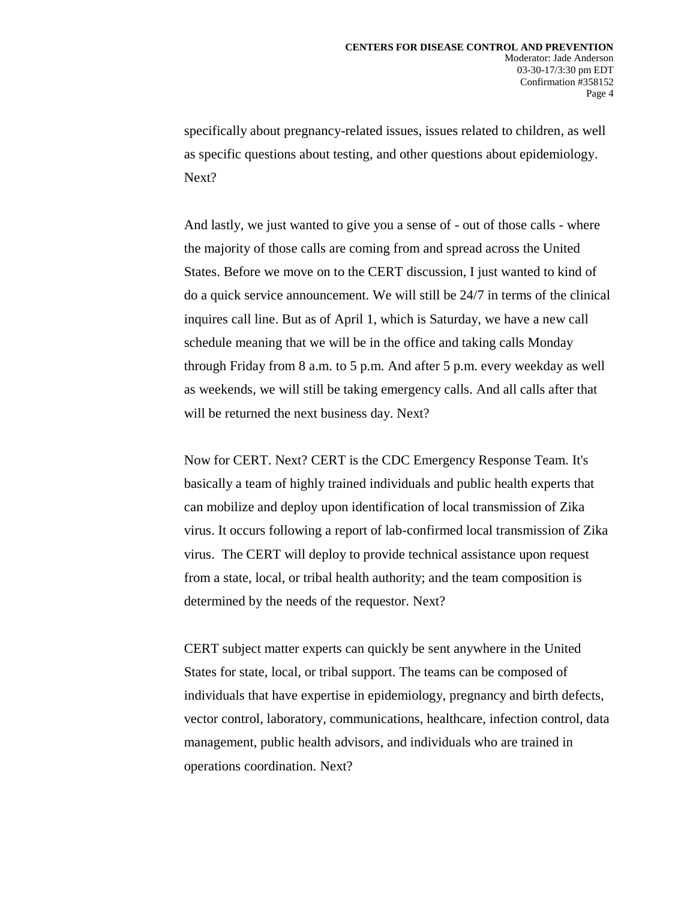specifically about pregnancy-related issues, issues related to children, as well as specific questions about testing, and other questions about epidemiology. Next?

And lastly, we just wanted to give you a sense of - out of those calls - where the majority of those calls are coming from and spread across the United States. Before we move on to the CERT discussion, I just wanted to kind of do a quick service announcement. We will still be 24/7 in terms of the clinical inquires call line. But as of April 1, which is Saturday, we have a new call schedule meaning that we will be in the office and taking calls Monday through Friday from 8 a.m. to 5 p.m. And after 5 p.m. every weekday as well as weekends, we will still be taking emergency calls. And all calls after that will be returned the next business day. Next?

Now for CERT. Next? CERT is the CDC Emergency Response Team. It's basically a team of highly trained individuals and public health experts that can mobilize and deploy upon identification of local transmission of Zika virus. It occurs following a report of lab-confirmed local transmission of Zika virus. The CERT will deploy to provide technical assistance upon request from a state, local, or tribal health authority; and the team composition is determined by the needs of the requestor. Next?

CERT subject matter experts can quickly be sent anywhere in the United States for state, local, or tribal support. The teams can be composed of individuals that have expertise in epidemiology, pregnancy and birth defects, vector control, laboratory, communications, healthcare, infection control, data management, public health advisors, and individuals who are trained in operations coordination. Next?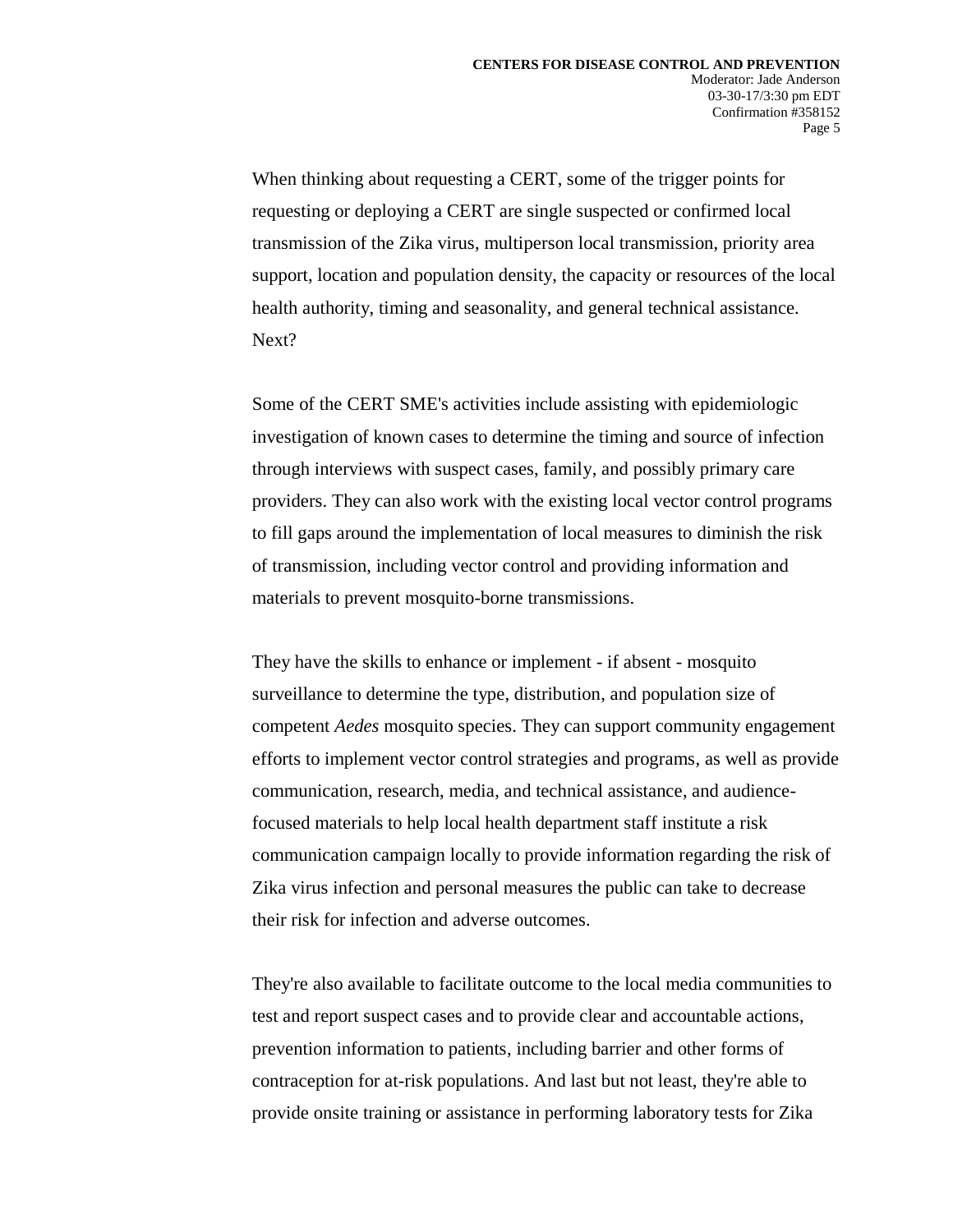When thinking about requesting a CERT, some of the trigger points for requesting or deploying a CERT are single suspected or confirmed local transmission of the Zika virus, multiperson local transmission, priority area support, location and population density, the capacity or resources of the local health authority, timing and seasonality, and general technical assistance. Next?

Some of the CERT SME's activities include assisting with epidemiologic investigation of known cases to determine the timing and source of infection through interviews with suspect cases, family, and possibly primary care providers. They can also work with the existing local vector control programs to fill gaps around the implementation of local measures to diminish the risk of transmission, including vector control and providing information and materials to prevent mosquito-borne transmissions.

They have the skills to enhance or implement - if absent - mosquito surveillance to determine the type, distribution, and population size of competent *Aedes* mosquito species. They can support community engagement efforts to implement vector control strategies and programs, as well as provide communication, research, media, and technical assistance, and audience-focused materials to help local health department staff institute a risk communication campaign locally to provide information regarding the risk of Zika virus infection and personal measures the public can take to decrease their risk for infection and adverse outcomes.

They're also available to facilitate outcome to the local media communities to test and report suspect cases and to provide clear and accountable actions, prevention information to patients, including barrier and other forms of contraception for at-risk populations. And last but not least, they're able to provide onsite training or assistance in performing laboratory tests for Zika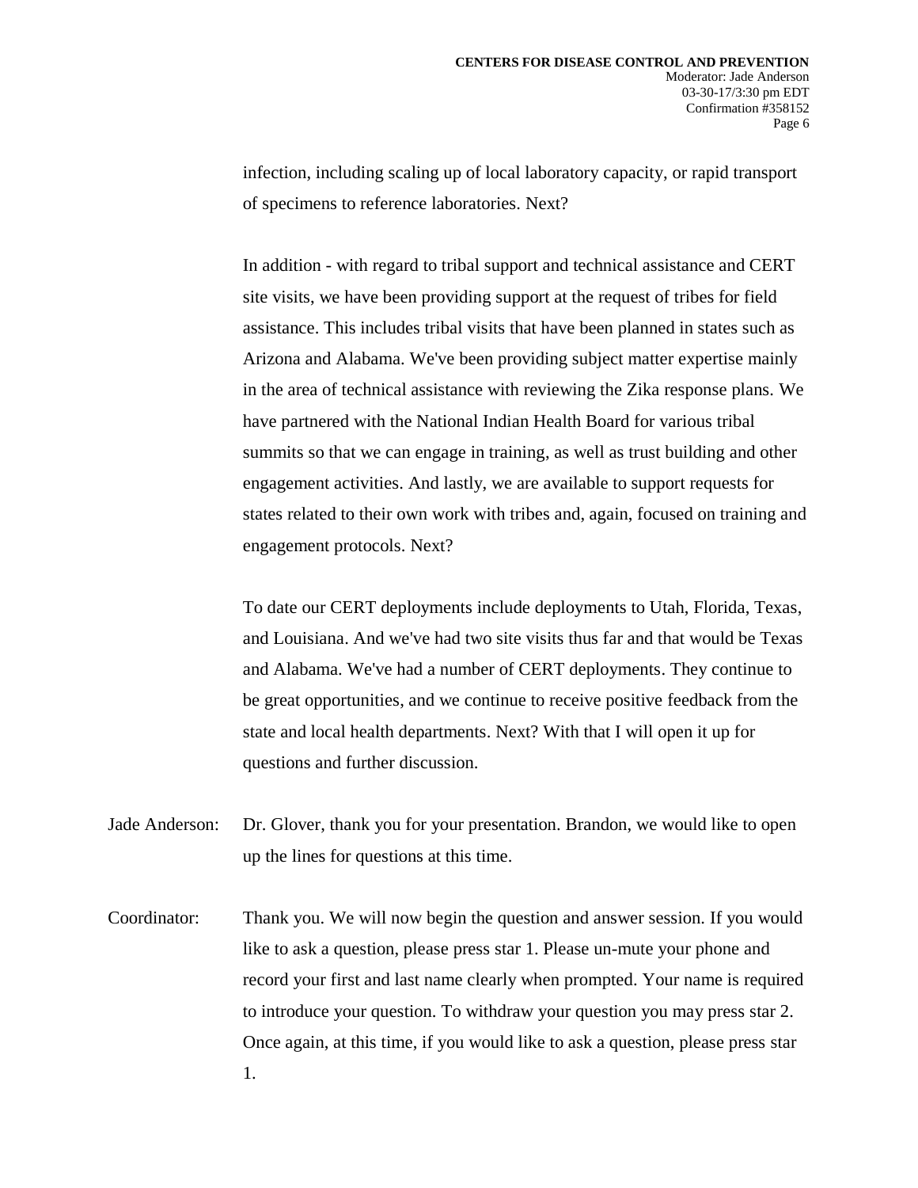infection, including scaling up of local laboratory capacity, or rapid transport of specimens to reference laboratories. Next?

In addition - with regard to tribal support and technical assistance and CERT site visits, we have been providing support at the request of tribes for field assistance. This includes tribal visits that have been planned in states such as Arizona and Alabama. We've been providing subject matter expertise mainly in the area of technical assistance with reviewing the Zika response plans. We have partnered with the National Indian Health Board for various tribal summits so that we can engage in training, as well as trust building and other engagement activities. And lastly, we are available to support requests for states related to their own work with tribes and, again, focused on training and engagement protocols. Next?

To date our CERT deployments include deployments to Utah, Florida, Texas, and Louisiana. And we've had two site visits thus far and that would be Texas and Alabama. We've had a number of CERT deployments. They continue to be great opportunities, and we continue to receive positive feedback from the state and local health departments. Next? With that I will open it up for questions and further discussion.

Jade Anderson: Dr. Glover, thank you for your presentation. Brandon, we would like to open up the lines for questions at this time.

Coordinator: Thank you. We will now begin the question and answer session. If you would like to ask a question, please press star 1. Please un-mute your phone and record your first and last name clearly when prompted. Your name is required to introduce your question. To withdraw your question you may press star 2. Once again, at this time, if you would like to ask a question, please press star 1.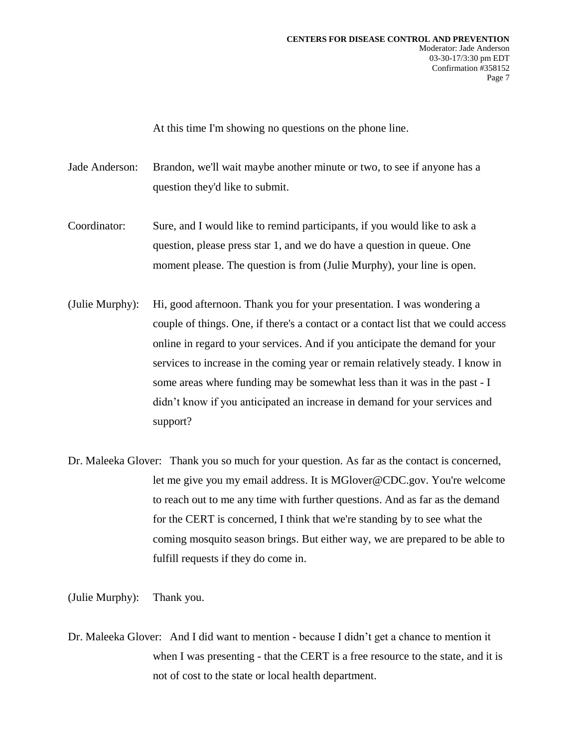At this time I'm showing no questions on the phone line.

Jade Anderson: Brandon, we'll wait maybe another minute or two, to see if anyone has a question they'd like to submit.

Coordinator: Sure, and I would like to remind participants, if you would like to ask a question, please press star 1, and we do have a question in queue. One moment please. The question is from (Julie Murphy), your line is open.

(Julie Murphy): Hi, good afternoon. Thank you for your presentation. I was wondering a couple of things. One, if there's a contact or a contact list that we could access online in regard to your services. And if you anticipate the demand for your services to increase in the coming year or remain relatively steady. I know in some areas where funding may be somewhat less than it was in the past - I didn't know if you anticipated an increase in demand for your services and support?

Dr. Maleeka Glover: Thank you so much for your question. As far as the contact is concerned, let me give you my email address. It is MGlover@CDC.gov. You're welcome to reach out to me any time with further questions. And as far as the demand for the CERT is concerned, I think that we're standing by to see what the coming mosquito season brings. But either way, we are prepared to be able to fulfill requests if they do come in.

(Julie Murphy): Thank you.

Dr. Maleeka Glover: And I did want to mention - because I didn't get a chance to mention it when I was presenting - that the CERT is a free resource to the state, and it is not of cost to the state or local health department.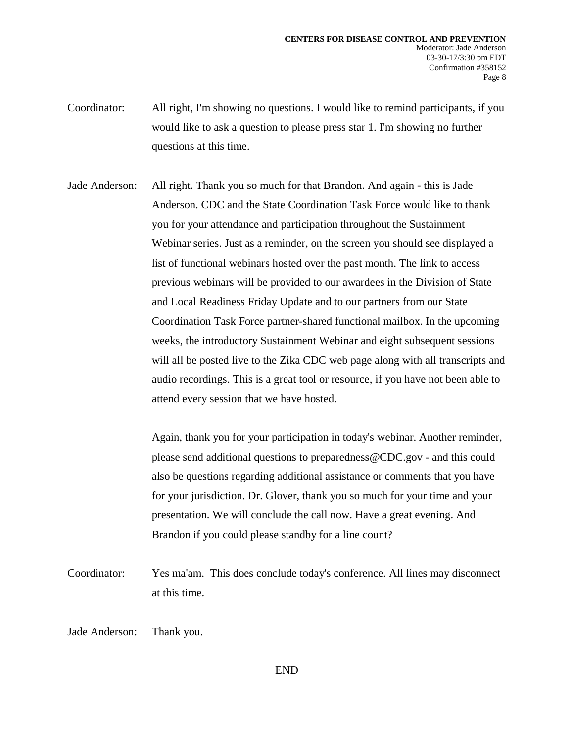Coordinator: All right, I'm showing no questions. I would like to remind participants, if you would like to ask a question to please press star 1. I'm showing no further questions at this time.

Jade Anderson: All right. Thank you so much for that Brandon. And again - this is Jade Anderson. CDC and the State Coordination Task Force would like to thank you for your attendance and participation throughout the Sustainment Webinar series. Just as a reminder, on the screen you should see displayed a list of functional webinars hosted over the past month. The link to access previous webinars will be provided to our awardees in the Division of State and Local Readiness Friday Update and to our partners from our State Coordination Task Force partner-shared functional mailbox. In the upcoming weeks, the introductory Sustainment Webinar and eight subsequent sessions will all be posted live to the Zika CDC web page along with all transcripts and audio recordings. This is a great tool or resource, if you have not been able to attend every session that we have hosted.

Again, thank you for your participation in today's webinar. Another reminder, please send additional questions to preparedness@CDC.gov - and this could also be questions regarding additional assistance or comments that you have for your jurisdiction. Dr. Glover, thank you so much for your time and your presentation. We will conclude the call now. Have a great evening. And Brandon if you could please standby for a line count?

Coordinator: Yes ma'am. This does conclude today's conference. All lines may disconnect at this time.

Jade Anderson: Thank you.

END